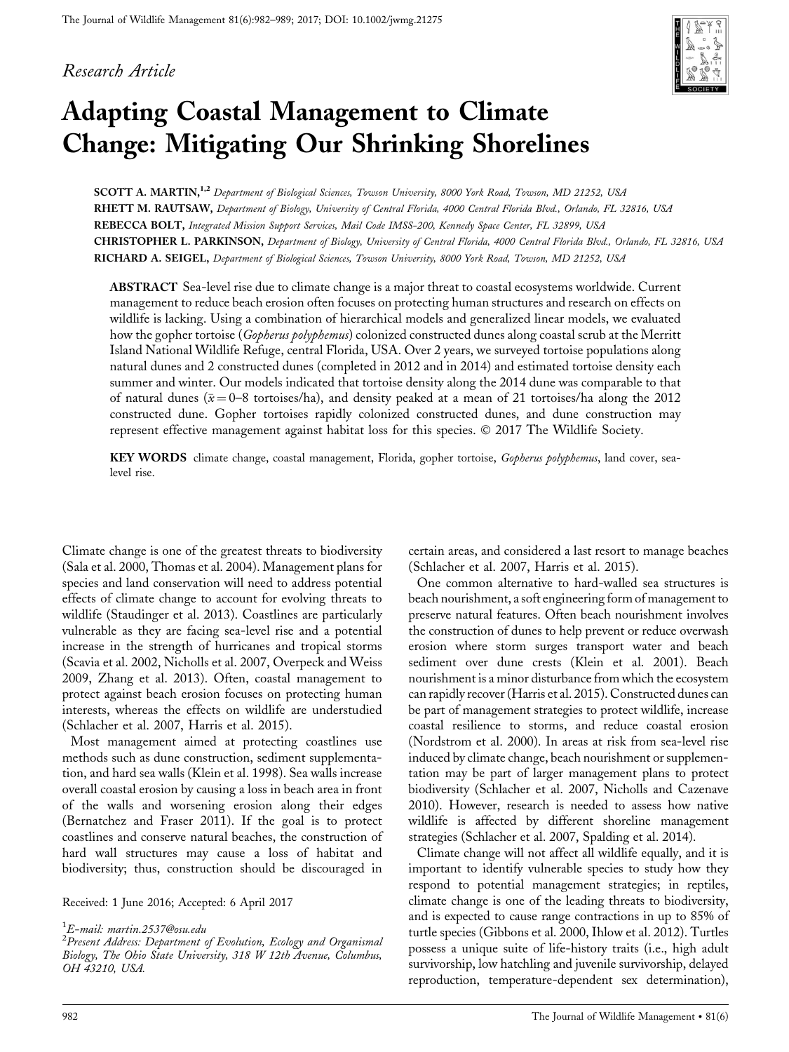*Research Article*

# Adapting Coastal Management to Climate Change: Mitigating Our Shrinking Shorelines

**SCOTT A. MARTIN**,[1,2] *Department of Biological Sciences, Towson University, 8000 York Road, Towson, MD 21252, USA*

**RHETT M. RAUTSAW**, *Department of Biology, University of Central Florida, 4000 Central Florida Blvd., Orlando, FL 32816, USA*

**REBECCA BOLT**, *Integrated Mission Support Services, Mail Code IMSS-200, Kennedy Space Center, FL 32899, USA*

**CHRISTOPHER L. PARKINSON**, *Department of Biology, University of Central Florida, 4000 Central Florida Blvd., Orlando, FL 32816, USA*

**RICHARD A. SEIGEL**, *Department of Biological Sciences, Towson University, 8000 York Road, Towson, MD 21252, USA*

**ABSTRACT** Sea-level rise due to climate change is a major threat to coastal ecosystems worldwide. Current management to reduce beach erosion often focuses on protecting human structures and research on effects on wildlife is lacking. Using a combination of hierarchical models and generalized linear models, we evaluated how the gopher tortoise (*Gopherus polyphemus*) colonized constructed dunes along coastal scrub at the Merritt Island National Wildlife Refuge, central Florida, USA. Over 2 years, we surveyed tortoise populations along natural dunes and 2 constructed dunes (completed in 2012 and in 2014) and estimated tortoise density each summer and winter. Our models indicated that tortoise density along the 2014 dune was comparable to that of natural dunes ($\bar{x} = 0$–8 tortoises/ha), and density peaked at a mean of 21 tortoises/ha along the 2012 constructed dune. Gopher tortoises rapidly colonized constructed dunes, and dune construction may represent effective management against habitat loss for this species. © 2017 The Wildlife Society.

**KEY WORDS** climate change, coastal management, Florida, gopher tortoise, *Gopherus polyphemus*, land cover, sea-level rise.

Climate change is one of the greatest threats to biodiversity (Sala et al. 2000, Thomas et al. 2004). Management plans for species and land conservation will need to address potential effects of climate change to account for evolving threats to wildlife (Staudinger et al. 2013). Coastlines are particularly vulnerable as they are facing sea-level rise and a potential increase in the strength of hurricanes and tropical storms (Scavia et al. 2002, Nicholls et al. 2007, Overpeck and Weiss 2009, Zhang et al. 2013). Often, coastal management to protect against beach erosion focuses on protecting human interests, whereas the effects on wildlife are understudied (Schlacher et al. 2007, Harris et al. 2015).

Most management aimed at protecting coastlines use methods such as dune construction, sediment supplementation, and hard sea walls (Klein et al. 1998). Sea walls increase overall coastal erosion by causing a loss in beach area in front of the walls and worsening erosion along their edges (Bernatchez and Fraser 2011). If the goal is to protect coastlines and conserve natural beaches, the construction of hard wall structures may cause a loss of habitat and biodiversity; thus, construction should be discouraged in certain areas, and considered a last resort to manage beaches (Schlacher et al. 2007, Harris et al. 2015).

One common alternative to hard-walled sea structures is beach nourishment, a soft engineering form of management to preserve natural features. Often beach nourishment involves the construction of dunes to help prevent or reduce overwash erosion where storm surges transport water and beach sediment over dune crests (Klein et al. 2001). Beach nourishment is a minor disturbance from which the ecosystem can rapidly recover (Harris et al. 2015). Constructed dunes can be part of management strategies to protect wildlife, increase coastal resilience to storms, and reduce coastal erosion (Nordstrom et al. 2000). In areas at risk from sea-level rise induced by climate change, beach nourishment or supplementation may be part of larger management plans to protect biodiversity (Schlacher et al. 2007, Nicholls and Cazenave 2010). However, research is needed to assess how native wildlife is affected by different shoreline management strategies (Schlacher et al. 2007, Spalding et al. 2014).

Climate change will not affect all wildlife equally, and it is important to identify vulnerable species to study how they respond to potential management strategies; in reptiles, climate change is one of the leading threats to biodiversity, and is expected to cause range contractions in up to 85% of turtle species (Gibbons et al. 2000, Ihlow et al. 2012). Turtles possess a unique suite of life-history traits (i.e., high adult survivorship, low hatchling and juvenile survivorship, delayed reproduction, temperature-dependent sex determination),

Received: 1 June 2016; Accepted: 6 April 2017

[1]*E-mail: martin.2537@osu.edu*

[2]*Present Address: Department of Evolution, Ecology and Organismal Biology, The Ohio State University, 318 W 12th Avenue, Columbus, OH 43210, USA.*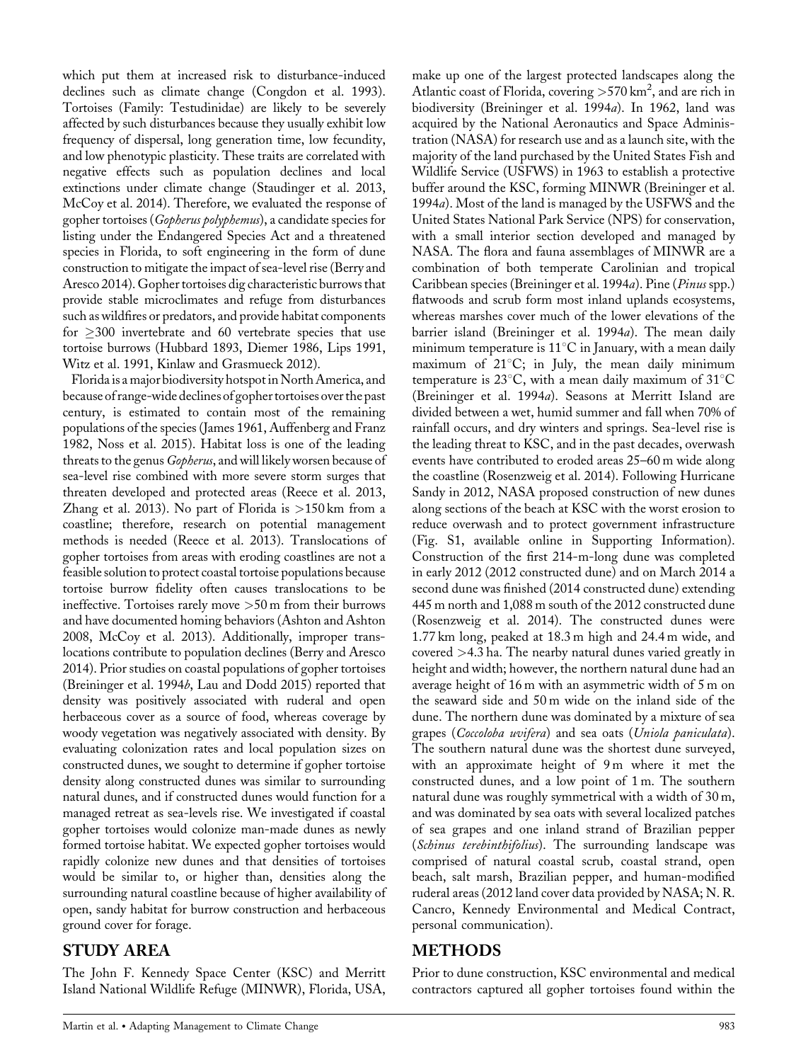which put them at increased risk to disturbance-induced declines such as climate change (Congdon et al. 1993). Tortoises (Family: Testudinidae) are likely to be severely affected by such disturbances because they usually exhibit low frequency of dispersal, long generation time, low fecundity, and low phenotypic plasticity. These traits are correlated with negative effects such as population declines and local extinctions under climate change (Staudinger et al. 2013, McCoy et al. 2014). Therefore, we evaluated the response of gopher tortoises (*Gopherus polyphemus*), a candidate species for listing under the Endangered Species Act and a threatened species in Florida, to soft engineering in the form of dune construction to mitigate the impact of sea-level rise (Berry and Aresco 2014). Gopher tortoises dig characteristic burrows that provide stable microclimates and refuge from disturbances such as wildfires or predators, and provide habitat components for ≥300 invertebrate and 60 vertebrate species that use tortoise burrows (Hubbard 1893, Diemer 1986, Lips 1991, Witz et al. 1991, Kinlaw and Grasmueck 2012).

Florida is a major biodiversity hotspot in North America, and because of range-wide declines of gopher tortoises over the past century, is estimated to contain most of the remaining populations of the species (James 1961, Auffenberg and Franz 1982, Noss et al. 2015). Habitat loss is one of the leading threats to the genus *Gopherus*, and will likely worsen because of sea-level rise combined with more severe storm surges that threaten developed and protected areas (Reece et al. 2013, Zhang et al. 2013). No part of Florida is >150 km from a coastline; therefore, research on potential management methods is needed (Reece et al. 2013). Translocations of gopher tortoises from areas with eroding coastlines are not a feasible solution to protect coastal tortoise populations because tortoise burrow fidelity often causes translocations to be ineffective. Tortoises rarely move >50 m from their burrows and have documented homing behaviors (Ashton and Ashton 2008, McCoy et al. 2013). Additionally, improper translocations contribute to population declines (Berry and Aresco 2014). Prior studies on coastal populations of gopher tortoises (Breininger et al. 1994*b*, Lau and Dodd 2015) reported that density was positively associated with ruderal and open herbaceous cover as a source of food, whereas coverage by woody vegetation was negatively associated with density. By evaluating colonization rates and local population sizes on constructed dunes, we sought to determine if gopher tortoise density along constructed dunes was similar to surrounding natural dunes, and if constructed dunes would function for a managed retreat as sea-levels rise. We investigated if coastal gopher tortoises would colonize man-made dunes as newly formed tortoise habitat. We expected gopher tortoises would rapidly colonize new dunes and that densities of tortoises would be similar to, or higher than, densities along the surrounding natural coastline because of higher availability of open, sandy habitat for burrow construction and herbaceous ground cover for forage.

## STUDY AREA

The John F. Kennedy Space Center (KSC) and Merritt Island National Wildlife Refuge (MINWR), Florida, USA, make up one of the largest protected landscapes along the Atlantic coast of Florida, covering >570 km$^2$, and are rich in biodiversity (Breininger et al. 1994*a*). In 1962, land was acquired by the National Aeronautics and Space Administration (NASA) for research use and as a launch site, with the majority of the land purchased by the United States Fish and Wildlife Service (USFWS) in 1963 to establish a protective buffer around the KSC, forming MINWR (Breininger et al. 1994*a*). Most of the land is managed by the USFWS and the United States National Park Service (NPS) for conservation, with a small interior section developed and managed by NASA. The flora and fauna assemblages of MINWR are a combination of both temperate Carolinian and tropical Caribbean species (Breininger et al. 1994*a*). Pine (*Pinus* spp.) flatwoods and scrub form most inland uplands ecosystems, whereas marshes cover much of the lower elevations of the barrier island (Breininger et al. 1994*a*). The mean daily minimum temperature is 11°C in January, with a mean daily maximum of 21°C; in July, the mean daily minimum temperature is 23°C, with a mean daily maximum of 31°C (Breininger et al. 1994*a*). Seasons at Merritt Island are divided between a wet, humid summer and fall when 70% of rainfall occurs, and dry winters and springs. Sea-level rise is the leading threat to KSC, and in the past decades, overwash events have contributed to eroded areas 25–60 m wide along the coastline (Rosenzweig et al. 2014). Following Hurricane Sandy in 2012, NASA proposed construction of new dunes along sections of the beach at KSC with the worst erosion to reduce overwash and to protect government infrastructure (Fig. S1, available online in Supporting Information). Construction of the first 214-m-long dune was completed in early 2012 (2012 constructed dune) and on March 2014 a second dune was finished (2014 constructed dune) extending 445 m north and 1,088 m south of the 2012 constructed dune (Rosenzweig et al. 2014). The constructed dunes were 1.77 km long, peaked at 18.3 m high and 24.4 m wide, and covered >4.3 ha. The nearby natural dunes varied greatly in height and width; however, the northern natural dune had an average height of 16 m with an asymmetric width of 5 m on the seaward side and 50 m wide on the inland side of the dune. The northern dune was dominated by a mixture of sea grapes (*Coccoloba uvifera*) and sea oats (*Uniola paniculata*). The southern natural dune was the shortest dune surveyed, with an approximate height of 9 m where it met the constructed dunes, and a low point of 1 m. The southern natural dune was roughly symmetrical with a width of 30 m, and was dominated by sea oats with several localized patches of sea grapes and one inland strand of Brazilian pepper (*Schinus terebinthifolius*). The surrounding landscape was comprised of natural coastal scrub, coastal strand, open beach, salt marsh, Brazilian pepper, and human-modified ruderal areas (2012 land cover data provided by NASA; N. R. Cancro, Kennedy Environmental and Medical Contract, personal communication).

## METHODS

Prior to dune construction, KSC environmental and medical contractors captured all gopher tortoises found within the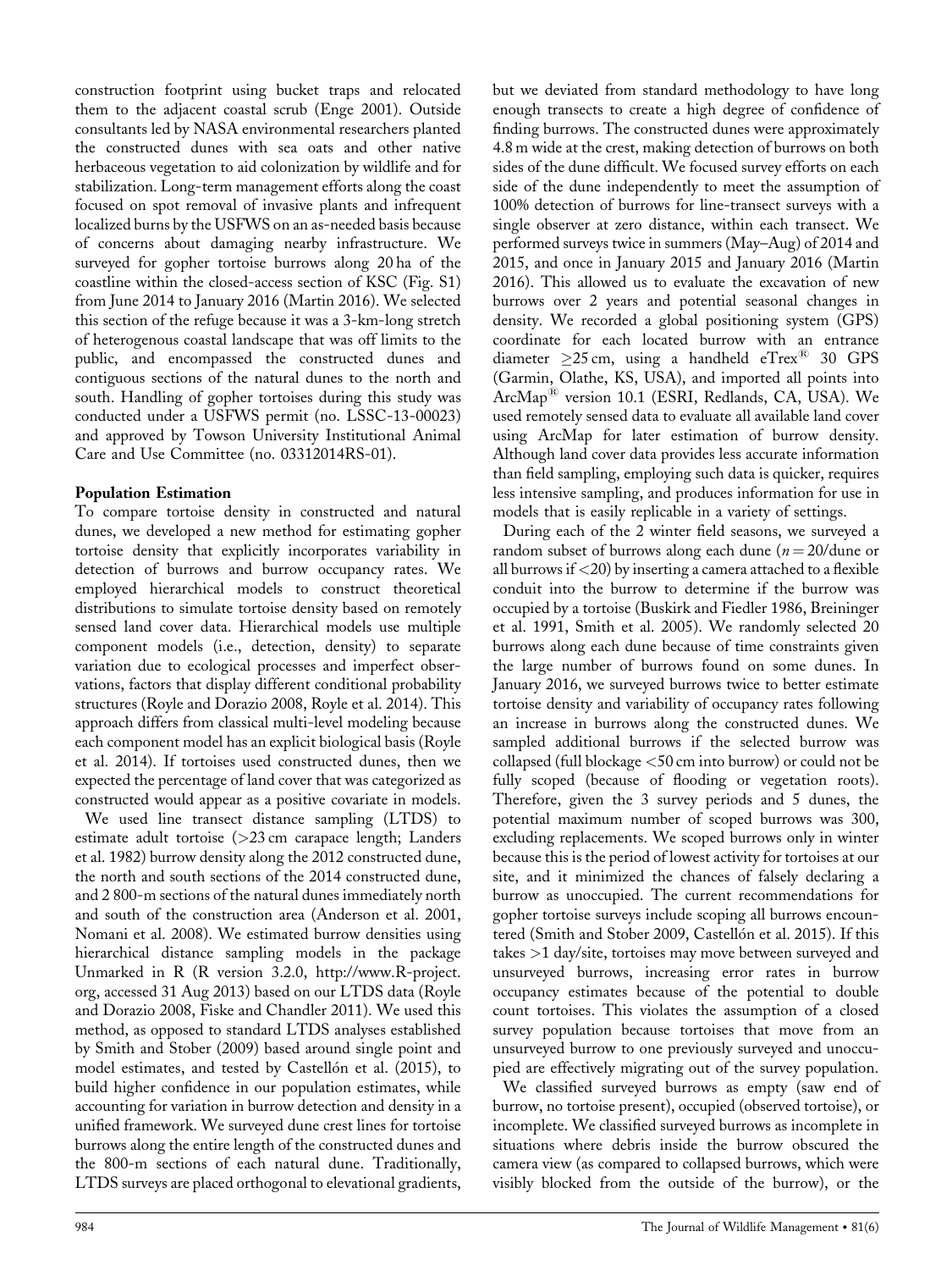construction footprint using bucket traps and relocated them to the adjacent coastal scrub (Enge 2001). Outside consultants led by NASA environmental researchers planted the constructed dunes with sea oats and other native herbaceous vegetation to aid colonization by wildlife and for stabilization. Long-term management efforts along the coast focused on spot removal of invasive plants and infrequent localized burns by the USFWS on an as-needed basis because of concerns about damaging nearby infrastructure. We surveyed for gopher tortoise burrows along 20 ha of the coastline within the closed-access section of KSC (Fig. S1) from June 2014 to January 2016 (Martin 2016). We selected this section of the refuge because it was a 3-km-long stretch of heterogenous coastal landscape that was off limits to the public, and encompassed the constructed dunes and contiguous sections of the natural dunes to the north and south. Handling of gopher tortoises during this study was conducted under a USFWS permit (no. LSSC-13-00023) and approved by Towson University Institutional Animal Care and Use Committee (no. 03312014RS-01).

### Population Estimation

To compare tortoise density in constructed and natural dunes, we developed a new method for estimating gopher tortoise density that explicitly incorporates variability in detection of burrows and burrow occupancy rates. We employed hierarchical models to construct theoretical distributions to simulate tortoise density based on remotely sensed land cover data. Hierarchical models use multiple component models (i.e., detection, density) to separate variation due to ecological processes and imperfect observations, factors that display different conditional probability structures (Royle and Dorazio 2008, Royle et al. 2014). This approach differs from classical multi-level modeling because each component model has an explicit biological basis (Royle et al. 2014). If tortoises used constructed dunes, then we expected the percentage of land cover that was categorized as constructed would appear as a positive covariate in models.

We used line transect distance sampling (LTDS) to estimate adult tortoise (>23 cm carapace length; Landers et al. 1982) burrow density along the 2012 constructed dune, the north and south sections of the 2014 constructed dune, and 2 800-m sections of the natural dunes immediately north and south of the construction area (Anderson et al. 2001, Nomani et al. 2008). We estimated burrow densities using hierarchical distance sampling models in the package Unmarked in R (R version 3.2.0, http://www.R-project.org, accessed 31 Aug 2013) based on our LTDS data (Royle and Dorazio 2008, Fiske and Chandler 2011). We used this method, as opposed to standard LTDS analyses established by Smith and Stober (2009) based around single point and model estimates, and tested by Castellón et al. (2015), to build higher confidence in our population estimates, while accounting for variation in burrow detection and density in a unified framework. We surveyed dune crest lines for tortoise burrows along the entire length of the constructed dunes and the 800-m sections of each natural dune. Traditionally, LTDS surveys are placed orthogonal to elevational gradients, but we deviated from standard methodology to have long enough transects to create a high degree of confidence of finding burrows. The constructed dunes were approximately 4.8 m wide at the crest, making detection of burrows on both sides of the dune difficult. We focused survey efforts on each side of the dune independently to meet the assumption of 100% detection of burrows for line-transect surveys with a single observer at zero distance, within each transect. We performed surveys twice in summers (May–Aug) of 2014 and 2015, and once in January 2015 and January 2016 (Martin 2016). This allowed us to evaluate the excavation of new burrows over 2 years and potential seasonal changes in density. We recorded a global positioning system (GPS) coordinate for each located burrow with an entrance diameter ≥25 cm, using a handheld eTrex® 30 GPS (Garmin, Olathe, KS, USA), and imported all points into ArcMap® version 10.1 (ESRI, Redlands, CA, USA). We used remotely sensed data to evaluate all available land cover using ArcMap for later estimation of burrow density. Although land cover data provides less accurate information than field sampling, employing such data is quicker, requires less intensive sampling, and produces information for use in models that is easily replicable in a variety of settings.

During each of the 2 winter field seasons, we surveyed a random subset of burrows along each dune ($n = 20$/dune or all burrows if <20) by inserting a camera attached to a flexible conduit into the burrow to determine if the burrow was occupied by a tortoise (Buskirk and Fiedler 1986, Breininger et al. 1991, Smith et al. 2005). We randomly selected 20 burrows along each dune because of time constraints given the large number of burrows found on some dunes. In January 2016, we surveyed burrows twice to better estimate tortoise density and variability of occupancy rates following an increase in burrows along the constructed dunes. We sampled additional burrows if the selected burrow was collapsed (full blockage <50 cm into burrow) or could not be fully scoped (because of flooding or vegetation roots). Therefore, given the 3 survey periods and 5 dunes, the potential maximum number of scoped burrows was 300, excluding replacements. We scoped burrows only in winter because this is the period of lowest activity for tortoises at our site, and it minimized the chances of falsely declaring a burrow as unoccupied. The current recommendations for gopher tortoise surveys include scoping all burrows encountered (Smith and Stober 2009, Castellón et al. 2015). If this takes >1 day/site, tortoises may move between surveyed and unsurveyed burrows, increasing error rates in burrow occupancy estimates because of the potential to double count tortoises. This violates the assumption of a closed survey population because tortoises that move from an unsurveyed burrow to one previously surveyed and unoccupied are effectively migrating out of the survey population.

We classified surveyed burrows as empty (saw end of burrow, no tortoise present), occupied (observed tortoise), or incomplete. We classified surveyed burrows as incomplete in situations where debris inside the burrow obscured the camera view (as compared to collapsed burrows, which were visibly blocked from the outside of the burrow), or the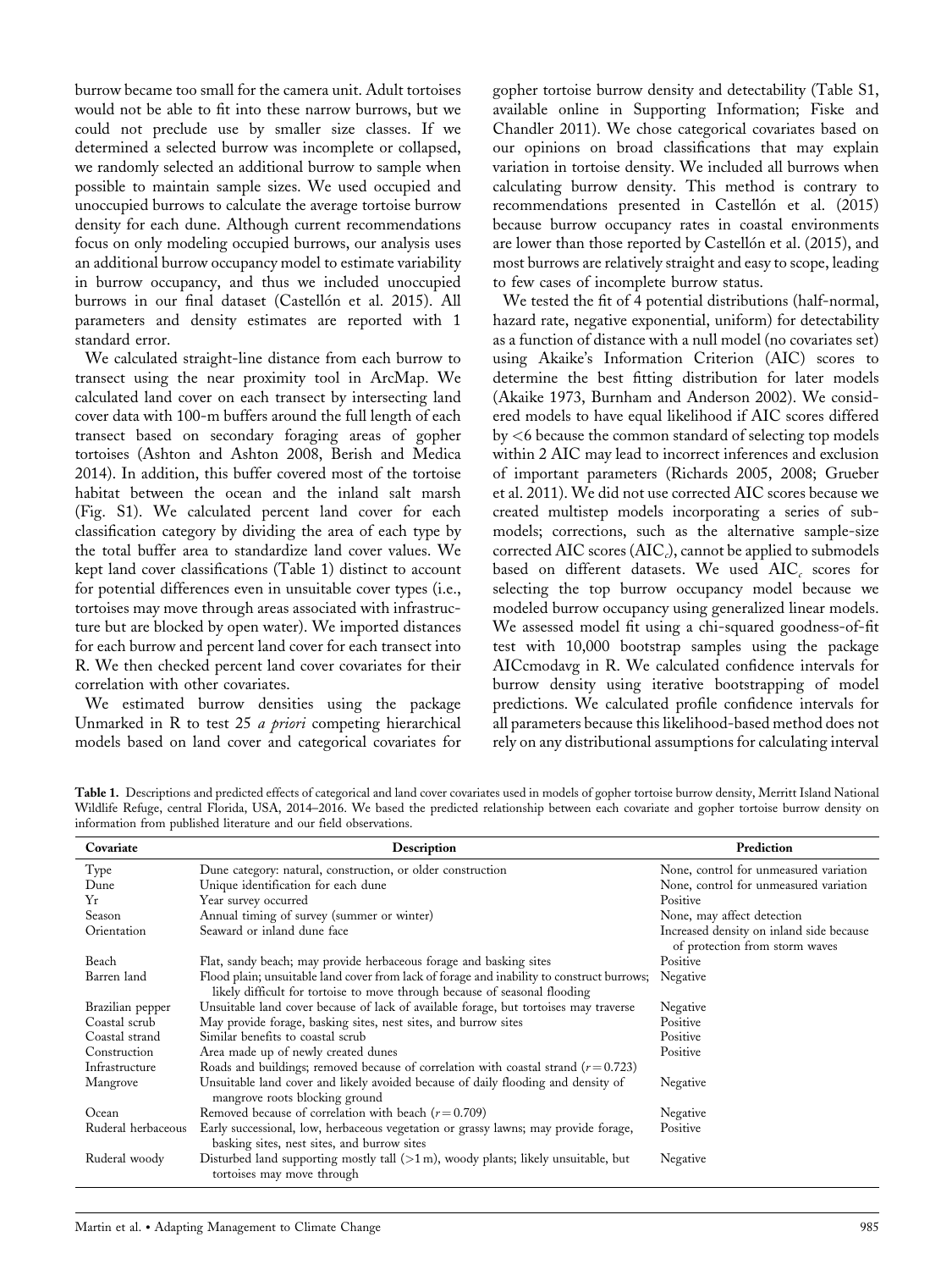burrow became too small for the camera unit. Adult tortoises would not be able to fit into these narrow burrows, but we could not preclude use by smaller size classes. If we determined a selected burrow was incomplete or collapsed, we randomly selected an additional burrow to sample when possible to maintain sample sizes. We used occupied and unoccupied burrows to calculate the average tortoise burrow density for each dune. Although current recommendations focus on only modeling occupied burrows, our analysis uses an additional burrow occupancy model to estimate variability in burrow occupancy, and thus we included unoccupied burrows in our final dataset (Castellón et al. 2015). All parameters and density estimates are reported with 1 standard error.

We calculated straight-line distance from each burrow to transect using the near proximity tool in ArcMap. We calculated land cover on each transect by intersecting land cover data with 100-m buffers around the full length of each transect based on secondary foraging areas of gopher tortoises (Ashton and Ashton 2008, Berish and Medica 2014). In addition, this buffer covered most of the tortoise habitat between the ocean and the inland salt marsh (Fig. S1). We calculated percent land cover for each classification category by dividing the area of each type by the total buffer area to standardize land cover values. We kept land cover classifications (Table 1) distinct to account for potential differences even in unsuitable cover types (i.e., tortoises may move through areas associated with infrastructure but are blocked by open water). We imported distances for each burrow and percent land cover for each transect into R. We then checked percent land cover covariates for their correlation with other covariates.

We estimated burrow densities using the package Unmarked in R to test 25 *a priori* competing hierarchical models based on land cover and categorical covariates for gopher tortoise burrow density and detectability (Table S1, available online in Supporting Information; Fiske and Chandler 2011). We chose categorical covariates based on our opinions on broad classifications that may explain variation in tortoise density. We included all burrows when calculating burrow density. This method is contrary to recommendations presented in Castellón et al. (2015) because burrow occupancy rates in coastal environments are lower than those reported by Castellón et al. (2015), and most burrows are relatively straight and easy to scope, leading to few cases of incomplete burrow status.

We tested the fit of 4 potential distributions (half-normal, hazard rate, negative exponential, uniform) for detectability as a function of distance with a null model (no covariates set) using Akaike's Information Criterion (AIC) scores to determine the best fitting distribution for later models (Akaike 1973, Burnham and Anderson 2002). We considered models to have equal likelihood if AIC scores differed by <6 because the common standard of selecting top models within 2 AIC may lead to incorrect inferences and exclusion of important parameters (Richards 2005, 2008; Grueber et al. 2011). We did not use corrected AIC scores because we created multistep models incorporating a series of submodels; corrections, such as the alternative sample-size corrected AIC scores ($AIC_c$), cannot be applied to submodels based on different datasets. We used $AIC_c$ scores for selecting the top burrow occupancy model because we modeled burrow occupancy using generalized linear models. We assessed model fit using a chi-squared goodness-of-fit test with 10,000 bootstrap samples using the package AICcmodavg in R. We calculated confidence intervals for burrow density using iterative bootstrapping of model predictions. We calculated profile confidence intervals for all parameters because this likelihood-based method does not rely on any distributional assumptions for calculating interval

**Table 1.** Descriptions and predicted effects of categorical and land cover covariates used in models of gopher tortoise burrow density, Merritt Island National Wildlife Refuge, central Florida, USA, 2014–2016. We based the predicted relationship between each covariate and gopher tortoise burrow density on information from published literature and our field observations.

| Covariate | Description | Prediction |
|---|---|---|
| Type | Dune category: natural, construction, or older construction | None, control for unmeasured variation |
| Dune | Unique identification for each dune | None, control for unmeasured variation |
| Yr | Year survey occurred | Positive |
| Season | Annual timing of survey (summer or winter) | None, may affect detection |
| Orientation | Seaward or inland dune face | Increased density on inland side because of protection from storm waves |
| Beach | Flat, sandy beach; may provide herbaceous forage and basking sites | Positive |
| Barren land | Flood plain; unsuitable land cover from lack of forage and inability to construct burrows; likely difficult for tortoise to move through because of seasonal flooding | Negative |
| Brazilian pepper | Unsuitable land cover because of lack of available forage, but tortoises may traverse | Negative |
| Coastal scrub | May provide forage, basking sites, nest sites, and burrow sites | Positive |
| Coastal strand | Similar benefits to coastal scrub | Positive |
| Construction | Area made up of newly created dunes | Positive |
| Infrastructure | Roads and buildings; removed because of correlation with coastal strand ($r = 0.723$) | |
| Mangrove | Unsuitable land cover and likely avoided because of daily flooding and density of mangrove roots blocking ground | Negative |
| Ocean | Removed because of correlation with beach ($r = 0.709$) | Negative |
| Ruderal herbaceous | Early successional, low, herbaceous vegetation or grassy lawns; may provide forage, basking sites, nest sites, and burrow sites | Positive |
| Ruderal woody | Disturbed land supporting mostly tall (>1 m), woody plants; likely unsuitable, but tortoises may move through | Negative |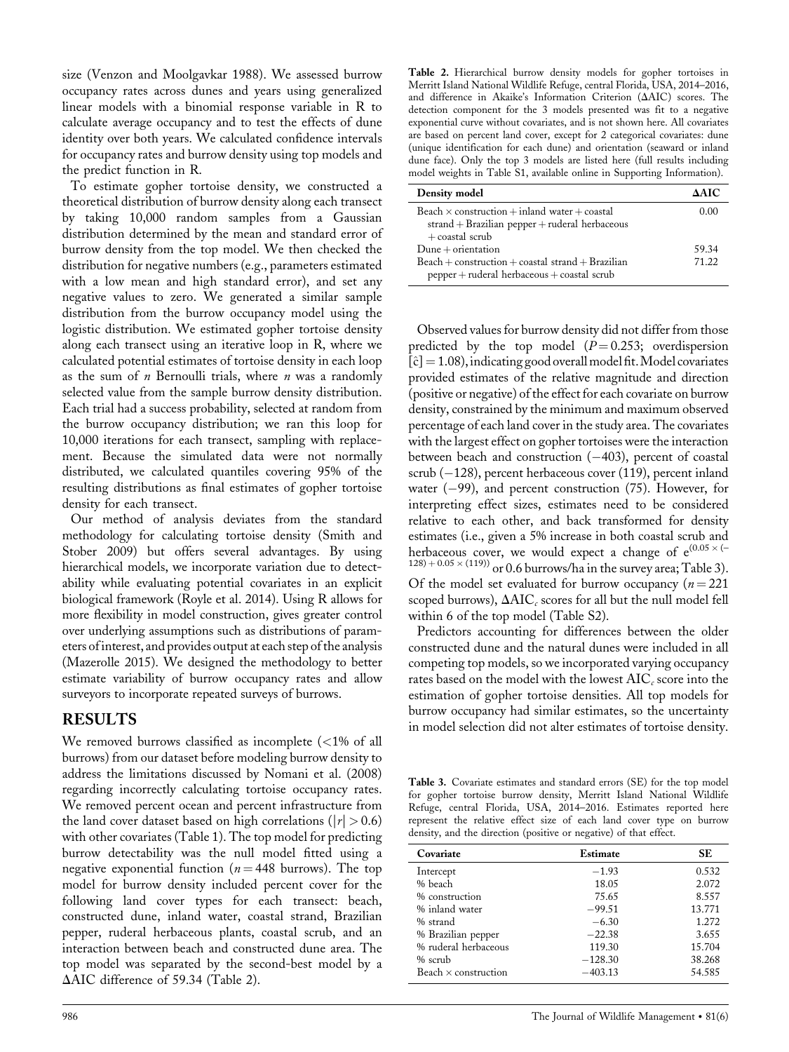size (Venzon and Moolgavkar 1988). We assessed burrow occupancy rates across dunes and years using generalized linear models with a binomial response variable in R to calculate average occupancy and to test the effects of dune identity over both years. We calculated confidence intervals for occupancy rates and burrow density using top models and the predict function in R.

To estimate gopher tortoise density, we constructed a theoretical distribution of burrow density along each transect by taking 10,000 random samples from a Gaussian distribution determined by the mean and standard error of burrow density from the top model. We then checked the distribution for negative numbers (e.g., parameters estimated with a low mean and high standard error), and set any negative values to zero. We generated a similar sample distribution from the burrow occupancy model using the logistic distribution. We estimated gopher tortoise density along each transect using an iterative loop in R, where we calculated potential estimates of tortoise density in each loop as the sum of $n$ Bernoulli trials, where $n$ was a randomly selected value from the sample burrow density distribution. Each trial had a success probability, selected at random from the burrow occupancy distribution; we ran this loop for 10,000 iterations for each transect, sampling with replacement. Because the simulated data were not normally distributed, we calculated quantiles covering 95% of the resulting distributions as final estimates of gopher tortoise density for each transect.

Our method of analysis deviates from the standard methodology for calculating tortoise density (Smith and Stober 2009) but offers several advantages. By using hierarchical models, we incorporate variation due to detectability while evaluating potential covariates in an explicit biological framework (Royle et al. 2014). Using R allows for more flexibility in model construction, gives greater control over underlying assumptions such as distributions of parameters of interest, and provides output at each step of the analysis (Mazerolle 2015). We designed the methodology to better estimate variability of burrow occupancy rates and allow surveyors to incorporate repeated surveys of burrows.

## RESULTS

We removed burrows classified as incomplete (<1% of all burrows) from our dataset before modeling burrow density to address the limitations discussed by Nomani et al. (2008) regarding incorrectly calculating tortoise occupancy rates. We removed percent ocean and percent infrastructure from the land cover dataset based on high correlations ($|r| > 0.6$) with other covariates (Table 1). The top model for predicting burrow detectability was the null model fitted using a negative exponential function ($n = 448$ burrows). The top model for burrow density included percent cover for the following land cover types for each transect: beach, constructed dune, inland water, coastal strand, Brazilian pepper, ruderal herbaceous plants, coastal scrub, and an interaction between beach and constructed dune area. The top model was separated by the second-best model by a ΔAIC difference of 59.34 (Table 2).

Table 2. Hierarchical burrow density models for gopher tortoises in Merritt Island National Wildlife Refuge, central Florida, USA, 2014–2016, and difference in Akaike's Information Criterion (ΔAIC) scores. The detection component for the 3 models presented was fit to a negative exponential curve without covariates, and is not shown here. All covariates are based on percent land cover, except for 2 categorical covariates: dune (unique identification for each dune) and orientation (seaward or inland dune face). Only the top 3 models are listed here (full results including model weights in Table S1, available online in Supporting Information).

| Density model | ΔAIC |
|---|---|
| Beach × construction + inland water + coastal strand + Brazilian pepper + ruderal herbaceous + coastal scrub | 0.00 |
| Dune + orientation | 59.34 |
| Beach + construction + coastal strand + Brazilian pepper + ruderal herbaceous + coastal scrub | 71.22 |

Observed values for burrow density did not differ from those predicted by the top model ($P = 0.253$; overdispersion $[\hat{c}] = 1.08$), indicating good overall model fit. Model covariates provided estimates of the relative magnitude and direction (positive or negative) of the effect for each covariate on burrow density, constrained by the minimum and maximum observed percentage of each land cover in the study area. The covariates with the largest effect on gopher tortoises were the interaction between beach and construction (−403), percent of coastal scrub (−128), percent herbaceous cover (119), percent inland water (−99), and percent construction (75). However, for interpreting effect sizes, estimates need to be considered relative to each other, and back transformed for density estimates (i.e., given a 5% increase in both coastal scrub and herbaceous cover, we would expect a change of $e^{(0.05 \times (-128) + 0.05 \times (119))}$ or 0.6 burrows/ha in the survey area; Table 3). Of the model set evaluated for burrow occupancy ($n = 221$ scoped burrows), $\Delta AIC_c$ scores for all but the null model fell within 6 of the top model (Table S2).

Predictors accounting for differences between the older constructed dune and the natural dunes were included in all competing top models, so we incorporated varying occupancy rates based on the model with the lowest $AIC_c$ score into the estimation of gopher tortoise densities. All top models for burrow occupancy had similar estimates, so the uncertainty in model selection did not alter estimates of tortoise density.

Table 3. Covariate estimates and standard errors (SE) for the top model for gopher tortoise burrow density, Merritt Island National Wildlife Refuge, central Florida, USA, 2014–2016. Estimates reported here represent the relative effect size of each land cover type on burrow density, and the direction (positive or negative) of that effect.

| Covariate | Estimate | SE |
|---|---|---|
| Intercept | −1.93 | 0.532 |
| % beach | 18.05 | 2.072 |
| % construction | 75.65 | 8.557 |
| % inland water | −99.51 | 13.771 |
| % strand | −6.30 | 1.272 |
| % Brazilian pepper | −22.38 | 3.655 |
| % ruderal herbaceous | 119.30 | 15.704 |
| % scrub | −128.30 | 38.268 |
| Beach × construction | −403.13 | 54.585 |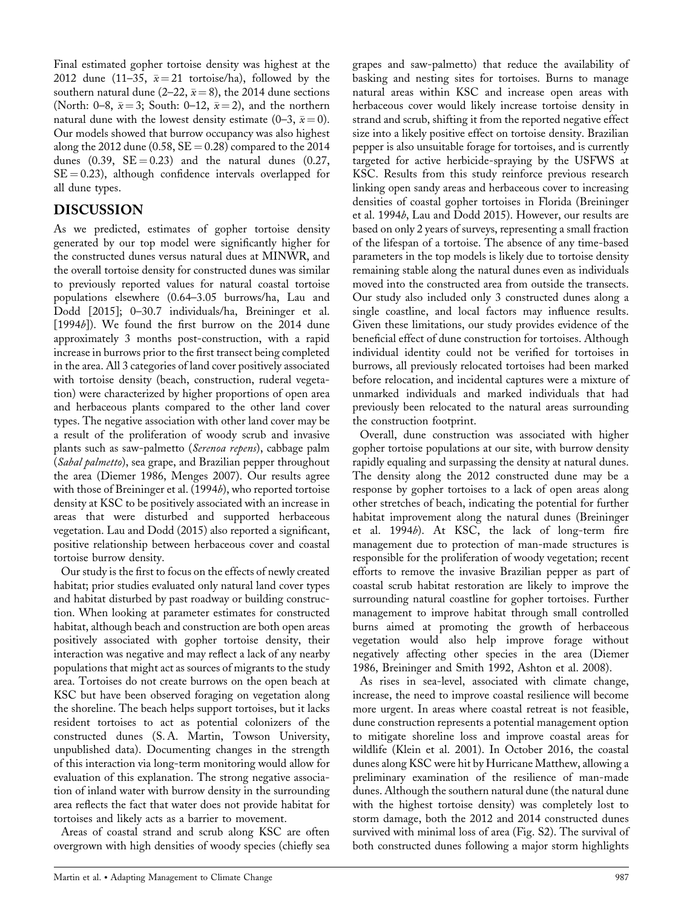Final estimated gopher tortoise density was highest at the 2012 dune (11–35, $\bar{x} = 21$ tortoise/ha), followed by the southern natural dune (2–22, $\bar{x} = 8$), the 2014 dune sections (North: 0–8, $\bar{x} = 3$; South: 0–12, $\bar{x} = 2$), and the northern natural dune with the lowest density estimate (0–3, $\bar{x} = 0$). Our models showed that burrow occupancy was also highest along the 2012 dune (0.58, SE = 0.28) compared to the 2014 dunes (0.39, SE = 0.23) and the natural dunes (0.27, SE = 0.23), although confidence intervals overlapped for all dune types.

## DISCUSSION

As we predicted, estimates of gopher tortoise density generated by our top model were significantly higher for the constructed dunes versus natural dues at MINWR, and the overall tortoise density for constructed dunes was similar to previously reported values for natural coastal tortoise populations elsewhere (0.64–3.05 burrows/ha, Lau and Dodd [2015]; 0–30.7 individuals/ha, Breininger et al. [1994*b*]). We found the first burrow on the 2014 dune approximately 3 months post-construction, with a rapid increase in burrows prior to the first transect being completed in the area. All 3 categories of land cover positively associated with tortoise density (beach, construction, ruderal vegetation) were characterized by higher proportions of open area and herbaceous plants compared to the other land cover types. The negative association with other land cover may be a result of the proliferation of woody scrub and invasive plants such as saw-palmetto (*Serenoa repens*), cabbage palm (*Sabal palmetto*), sea grape, and Brazilian pepper throughout the area (Diemer 1986, Menges 2007). Our results agree with those of Breininger et al. (1994*b*), who reported tortoise density at KSC to be positively associated with an increase in areas that were disturbed and supported herbaceous vegetation. Lau and Dodd (2015) also reported a significant, positive relationship between herbaceous cover and coastal tortoise burrow density.

Our study is the first to focus on the effects of newly created habitat; prior studies evaluated only natural land cover types and habitat disturbed by past roadway or building construction. When looking at parameter estimates for constructed habitat, although beach and construction are both open areas positively associated with gopher tortoise density, their interaction was negative and may reflect a lack of any nearby populations that might act as sources of migrants to the study area. Tortoises do not create burrows on the open beach at KSC but have been observed foraging on vegetation along the shoreline. The beach helps support tortoises, but it lacks resident tortoises to act as potential colonizers of the constructed dunes (S. A. Martin, Towson University, unpublished data). Documenting changes in the strength of this interaction via long-term monitoring would allow for evaluation of this explanation. The strong negative association of inland water with burrow density in the surrounding area reflects the fact that water does not provide habitat for tortoises and likely acts as a barrier to movement.

Areas of coastal strand and scrub along KSC are often overgrown with high densities of woody species (chiefly sea grapes and saw-palmetto) that reduce the availability of basking and nesting sites for tortoises. Burns to manage natural areas within KSC and increase open areas with herbaceous cover would likely increase tortoise density in strand and scrub, shifting it from the reported negative effect size into a likely positive effect on tortoise density. Brazilian pepper is also unsuitable forage for tortoises, and is currently targeted for active herbicide-spraying by the USFWS at KSC. Results from this study reinforce previous research linking open sandy areas and herbaceous cover to increasing densities of coastal gopher tortoises in Florida (Breininger et al. 1994*b*, Lau and Dodd 2015). However, our results are based on only 2 years of surveys, representing a small fraction of the lifespan of a tortoise. The absence of any time-based parameters in the top models is likely due to tortoise density remaining stable along the natural dunes even as individuals moved into the constructed area from outside the transects. Our study also included only 3 constructed dunes along a single coastline, and local factors may influence results. Given these limitations, our study provides evidence of the beneficial effect of dune construction for tortoises. Although individual identity could not be verified for tortoises in burrows, all previously relocated tortoises had been marked before relocation, and incidental captures were a mixture of unmarked individuals and marked individuals that had previously been relocated to the natural areas surrounding the construction footprint.

Overall, dune construction was associated with higher gopher tortoise populations at our site, with burrow density rapidly equaling and surpassing the density at natural dunes. The density along the 2012 constructed dune may be a response by gopher tortoises to a lack of open areas along other stretches of beach, indicating the potential for further habitat improvement along the natural dunes (Breininger et al. 1994*b*). At KSC, the lack of long-term fire management due to protection of man-made structures is responsible for the proliferation of woody vegetation; recent efforts to remove the invasive Brazilian pepper as part of coastal scrub habitat restoration are likely to improve the surrounding natural coastline for gopher tortoises. Further management to improve habitat through small controlled burns aimed at promoting the growth of herbaceous vegetation would also help improve forage without negatively affecting other species in the area (Diemer 1986, Breininger and Smith 1992, Ashton et al. 2008).

As rises in sea-level, associated with climate change, increase, the need to improve coastal resilience will become more urgent. In areas where coastal retreat is not feasible, dune construction represents a potential management option to mitigate shoreline loss and improve coastal areas for wildlife (Klein et al. 2001). In October 2016, the coastal dunes along KSC were hit by Hurricane Matthew, allowing a preliminary examination of the resilience of man-made dunes. Although the southern natural dune (the natural dune with the highest tortoise density) was completely lost to storm damage, both the 2012 and 2014 constructed dunes survived with minimal loss of area (Fig. S2). The survival of both constructed dunes following a major storm highlights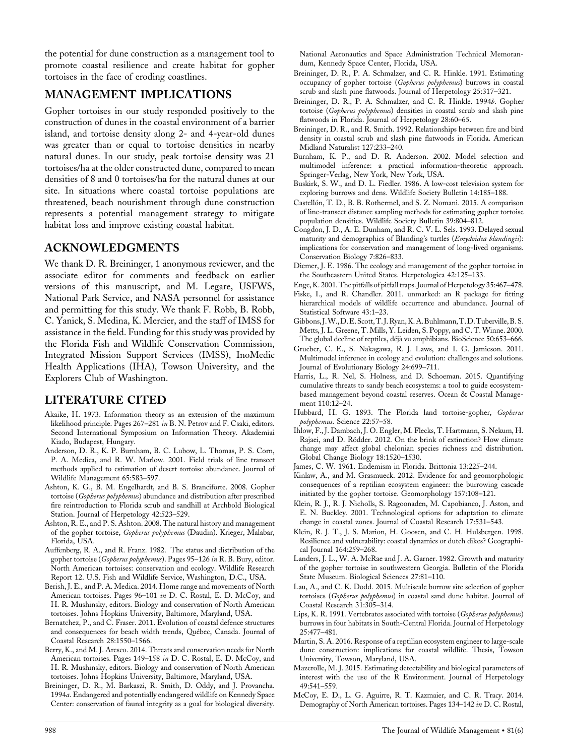the potential for dune construction as a management tool to promote coastal resilience and create habitat for gopher tortoises in the face of eroding coastlines.

## MANAGEMENT IMPLICATIONS

Gopher tortoises in our study responded positively to the construction of dunes in the coastal environment of a barrier island, and tortoise density along 2- and 4-year-old dunes was greater than or equal to tortoise densities in nearby natural dunes. In our study, peak tortoise density was 21 tortoises/ha at the older constructed dune, compared to mean densities of 8 and 0 tortoises/ha for the natural dunes at our site. In situations where coastal tortoise populations are threatened, beach nourishment through dune construction represents a potential management strategy to mitigate habitat loss and improve existing coastal habitat.

## ACKNOWLEDGMENTS

We thank D. R. Breininger, 1 anonymous reviewer, and the associate editor for comments and feedback on earlier versions of this manuscript, and M. Legare, USFWS, National Park Service, and NASA personnel for assistance and permitting for this study. We thank F. Robb, B. Robb, C. Yanick, S. Medina, K. Mercier, and the staff of IMSS for assistance in the field. Funding for this study was provided by the Florida Fish and Wildlife Conservation Commission, Integrated Mission Support Services (IMSS), InoMedic Health Applications (IHA), Towson University, and the Explorers Club of Washington.

## LITERATURE CITED

Akaike, H. 1973. Information theory as an extension of the maximum likelihood principle. Pages 267–281 *in* B. N. Petrov and F. Csaki, editors. Second International Symposium on Information Theory. Akademiai Kiado, Budapest, Hungary.

Anderson, D. R., K. P. Burnham, B. C. Lubow, L. Thomas, P. S. Corn, P. A. Medica, and R. W. Marlow. 2001. Field trials of line transect methods applied to estimation of desert tortoise abundance. Journal of Wildlife Management 65:583–597.

Ashton, K. G., B. M. Engelhardt, and B. S. Branciforte. 2008. Gopher tortoise (*Gopherus polyphemus*) abundance and distribution after prescribed fire reintroduction to Florida scrub and sandhill at Archbold Biological Station. Journal of Herpetology 42:523–529.

Ashton, R. E., and P. S. Ashton. 2008. The natural history and management of the gopher tortoise, *Gopherus polyphemus* (Daudin). Krieger, Malabar, Florida, USA.

Auffenberg, R. A., and R. Franz. 1982. The status and distribution of the gopher tortoise (*Gopherus polyphemus*). Pages 95–126 *in* R. B. Bury, editor. North American tortoises: conservation and ecology. Wildlife Research Report 12. U.S. Fish and Wildlife Service, Washington, D.C., USA.

Berish, J. E., and P. A. Medica. 2014. Home range and movements of North American tortoises. Pages 96–101 *in* D. C. Rostal, E. D. McCoy, and H. R. Mushinsky, editors. Biology and conservation of North American tortoises. Johns Hopkins University, Baltimore, Maryland, USA.

Bernatchez, P., and C. Fraser. 2011. Evolution of coastal defence structures and consequences for beach width trends, Québec, Canada. Journal of Coastal Research 28:1550–1566.

Berry, K., and M. J. Aresco. 2014. Threats and conservation needs for North American tortoises. Pages 149–158 *in* D. C. Rostal, E. D. McCoy, and H. R. Mushinsky, editors. Biology and conservation of North American tortoises. Johns Hopkins University, Baltimore, Maryland, USA.

Breininger, D. R., M. Barkaszi, R. Smith, D. Oddy, and J. Provancha. 1994*a*. Endangered and potentially endangered wildlife on Kennedy Space Center: conservation of faunal integrity as a goal for biological diversity. National Aeronautics and Space Administration Technical Memorandum, Kennedy Space Center, Florida, USA.

Breininger, D. R., P. A. Schmalzer, and C. R. Hinkle. 1991. Estimating occupancy of gopher tortoise (*Gopherus polyphemus*) burrows in coastal scrub and slash pine flatwoods. Journal of Herpetology 25:317–321.

Breininger, D. R., P. A. Schmalzer, and C. R. Hinkle. 1994*b*. Gopher tortoise (*Gopherus polyphemus*) densities in coastal scrub and slash pine flatwoods in Florida. Journal of Herpetology 28:60–65.

Breininger, D. R., and R. Smith. 1992. Relationships between fire and bird density in coastal scrub and slash pine flatwoods in Florida. American Midland Naturalist 127:233–240.

Burnham, K. P., and D. R. Anderson. 2002. Model selection and multimodel inference: a practical information-theoretic approach. Springer-Verlag, New York, New York, USA.

Buskirk, S. W., and D. L. Fiedler. 1986. A low-cost television system for exploring burrows and dens. Wildlife Society Bulletin 14:185–188.

Castellón, T. D., B. B. Rothermel, and S. Z. Nomani. 2015. A comparison of line-transect distance sampling methods for estimating gopher tortoise population densities. Wildlife Society Bulletin 39:804–812.

Congdon, J. D., A. E. Dunham, and R. C. V. L. Sels. 1993. Delayed sexual maturity and demographics of Blanding's turtles (*Emydoidea blandingii*): implications for conservation and management of long-lived organisms. Conservation Biology 7:826–833.

Diemer, J. E. 1986. The ecology and management of the gopher tortoise in the Southeastern United States. Herpetologica 42:125–133.

Enge, K. 2001. The pitfalls of pitfall traps. Journal of Herpetology 35:467–478.

Fiske, I., and R. Chandler. 2011. unmarked: an R package for fitting hierarchical models of wildlife occurrence and abundance. Journal of Statistical Software 43:1–23.

Gibbons, J. W., D. E. Scott, T. J. Ryan, K. A. Buhlmann, T. D. Tuberville, B. S. Metts, J. L. Greene, T. Mills, Y. Leiden, S. Poppy, and C. T. Winne. 2000. The global decline of reptiles, déjà vu amphibians. BioScience 50:653–666.

Grueber, C. E., S. Nakagawa, R. J. Laws, and I. G. Jamieson. 2011. Multimodel inference in ecology and evolution: challenges and solutions. Journal of Evolutionary Biology 24:699–711.

Harris, L., R. Nel, S. Holness, and D. Schoeman. 2015. Quantifying cumulative threats to sandy beach ecosystems: a tool to guide ecosystem-based management beyond coastal reserves. Ocean & Coastal Management 110:12–24.

Hubbard, H. G. 1893. The Florida land tortoise-gopher, *Gopherus polyphemus*. Science 22:57–58.

Ihlow, F., J. Dambach, J. O. Engler, M. Flecks, T. Hartmann, S. Nekum, H. Rajaei, and D. Rödder. 2012. On the brink of extinction? How climate change may affect global chelonian species richness and distribution. Global Change Biology 18:1520–1530.

James, C. W. 1961. Endemism in Florida. Brittonia 13:225–244.

Kinlaw, A., and M. Grasmueck. 2012. Evidence for and geomorphologic consequences of a reptilian ecosystem engineer: the burrowing cascade initiated by the gopher tortoise. Geomorphology 157:108–121.

Klein, R. J., R. J. Nicholls, S. Ragoonaden, M. Capobianco, J. Aston, and E. N. Buckley. 2001. Technological options for adaptation to climate change in coastal zones. Journal of Coastal Research 17:531–543.

Klein, R. J. T., J. S. Marion, H. Goosen, and C. H. Hulsbergen. 1998. Resilience and vulnerability: coastal dynamics or dutch dikes? Geographical Journal 164:259–268.

Landers, J. L., W. A. McRae and J. A. Garner. 1982. Growth and maturity of the gopher tortoise in southwestern Georgia. Bulletin of the Florida State Museum. Biological Sciences 27:81–110.

Lau, A., and C. K. Dodd. 2015. Multiscale burrow site selection of gopher tortoises (*Gopherus polyphemus*) in coastal sand dune habitat. Journal of Coastal Research 31:305–314.

Lips, K. R. 1991. Vertebrates associated with tortoise (*Gopherus polyphemus*) burrows in four habitats in South-Central Florida. Journal of Herpetology 25:477–481.

Martin, S. A. 2016. Response of a reptilian ecosystem engineer to large-scale dune construction: implications for coastal wildlife. Thesis, Towson University, Towson, Maryland, USA.

Mazerolle, M. J. 2015. Estimating detectability and biological parameters of interest with the use of the R Environment. Journal of Herpetology 49:541–559.

McCoy, E. D., L. G. Aguirre, R. T. Kazmaier, and C. R. Tracy. 2014. Demography of North American tortoises. Pages 134–142 *in* D. C. Rostal,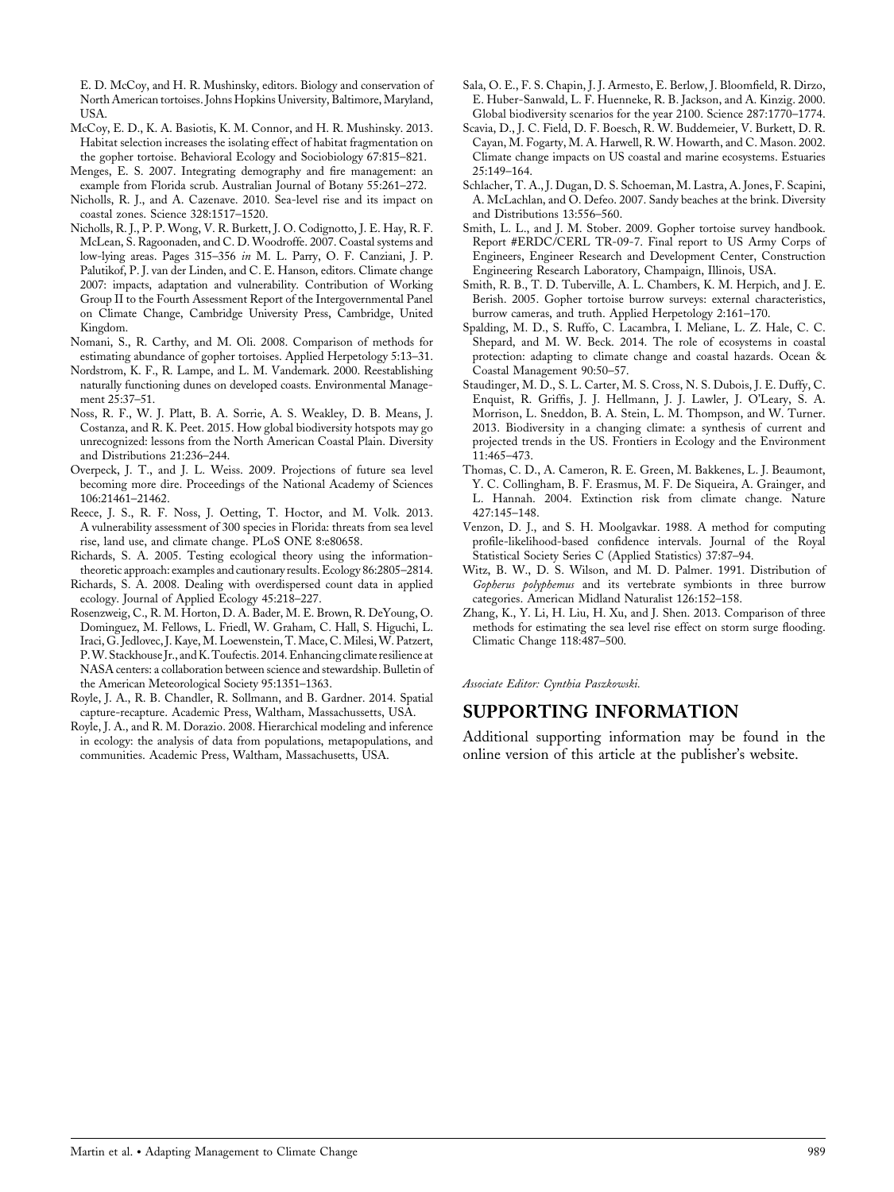E. D. McCoy, and H. R. Mushinsky, editors. Biology and conservation of North American tortoises. Johns Hopkins University, Baltimore, Maryland, USA.

McCoy, E. D., K. A. Basiotis, K. M. Connor, and H. R. Mushinsky. 2013. Habitat selection increases the isolating effect of habitat fragmentation on the gopher tortoise. Behavioral Ecology and Sociobiology 67:815–821.

Menges, E. S. 2007. Integrating demography and fire management: an example from Florida scrub. Australian Journal of Botany 55:261–272.

Nicholls, R. J., and A. Cazenave. 2010. Sea-level rise and its impact on coastal zones. Science 328:1517–1520.

Nicholls, R. J., P. P. Wong, V. R. Burkett, J. O. Codignotto, J. E. Hay, R. F. McLean, S. Ragoonaden, and C. D. Woodroffe. 2007. Coastal systems and low-lying areas. Pages 315–356 *in* M. L. Parry, O. F. Canziani, J. P. Palutikof, P. J. van der Linden, and C. E. Hanson, editors. Climate change 2007: impacts, adaptation and vulnerability. Contribution of Working Group II to the Fourth Assessment Report of the Intergovernmental Panel on Climate Change, Cambridge University Press, Cambridge, United Kingdom.

Nomani, S., R. Carthy, and M. Oli. 2008. Comparison of methods for estimating abundance of gopher tortoises. Applied Herpetology 5:13–31.

Nordstrom, K. F., R. Lampe, and L. M. Vandemark. 2000. Reestablishing naturally functioning dunes on developed coasts. Environmental Management 25:37–51.

Noss, R. F., W. J. Platt, B. A. Sorrie, A. S. Weakley, D. B. Means, J. Costanza, and R. K. Peet. 2015. How global biodiversity hotspots may go unrecognized: lessons from the North American Coastal Plain. Diversity and Distributions 21:236–244.

Overpeck, J. T., and J. L. Weiss. 2009. Projections of future sea level becoming more dire. Proceedings of the National Academy of Sciences 106:21461–21462.

Reece, J. S., R. F. Noss, J. Oetting, T. Hoctor, and M. Volk. 2013. A vulnerability assessment of 300 species in Florida: threats from sea level rise, land use, and climate change. PLoS ONE 8:e80658.

Richards, S. A. 2005. Testing ecological theory using the information-theoretic approach: examples and cautionary results. Ecology 86:2805–2814.

Richards, S. A. 2008. Dealing with overdispersed count data in applied ecology. Journal of Applied Ecology 45:218–227.

Rosenzweig, C., R. M. Horton, D. A. Bader, M. E. Brown, R. DeYoung, O. Dominguez, M. Fellows, L. Friedl, W. Graham, C. Hall, S. Higuchi, L. Iraci, G. Jedlovec, J. Kaye, M. Loewenstein, T. Mace, C. Milesi, W. Patzert, P. W. Stackhouse Jr., and K. Toufectis. 2014. Enhancing climate resilience at NASA centers: a collaboration between science and stewardship. Bulletin of the American Meteorological Society 95:1351–1363.

Royle, J. A., R. B. Chandler, R. Sollmann, and B. Gardner. 2014. Spatial capture-recapture. Academic Press, Waltham, Massachussetts, USA.

Royle, J. A., and R. M. Dorazio. 2008. Hierarchical modeling and inference in ecology: the analysis of data from populations, metapopulations, and communities. Academic Press, Waltham, Massachussetts, USA.

Sala, O. E., F. S. Chapin, J. J. Armesto, E. Berlow, J. Bloomfield, R. Dirzo, E. Huber-Sanwald, L. F. Huenneke, R. B. Jackson, and A. Kinzig. 2000. Global biodiversity scenarios for the year 2100. Science 287:1770–1774.

Scavia, D., J. C. Field, D. F. Boesch, R. W. Buddemeier, V. Burkett, D. R. Cayan, M. Fogarty, M. A. Harwell, R. W. Howarth, and C. Mason. 2002. Climate change impacts on US coastal and marine ecosystems. Estuaries 25:149–164.

Schlacher, T. A., J. Dugan, D. S. Schoeman, M. Lastra, A. Jones, F. Scapini, A. McLachlan, and O. Defeo. 2007. Sandy beaches at the brink. Diversity and Distributions 13:556–560.

Smith, L. L., and J. M. Stober. 2009. Gopher tortoise survey handbook. Report #ERDC/CERL TR-09-7. Final report to US Army Corps of Engineers, Engineer Research and Development Center, Construction Engineering Research Laboratory, Champaign, Illinois, USA.

Smith, R. B., T. D. Tuberville, A. L. Chambers, K. M. Herpich, and J. E. Berish. 2005. Gopher tortoise burrow surveys: external characteristics, burrow cameras, and truth. Applied Herpetology 2:161–170.

Spalding, M. D., S. Ruffo, C. Lacambra, I. Meliane, L. Z. Hale, C. C. Shepard, and M. W. Beck. 2014. The role of ecosystems in coastal protection: adapting to climate change and coastal hazards. Ocean & Coastal Management 90:50–57.

Staudinger, M. D., S. L. Carter, M. S. Cross, N. S. Dubois, J. E. Duffy, C. Enquist, R. Griffis, J. J. Hellmann, J. J. Lawler, J. O'Leary, S. A. Morrison, L. Sneddon, B. A. Stein, L. M. Thompson, and W. Turner. 2013. Biodiversity in a changing climate: a synthesis of current and projected trends in the US. Frontiers in Ecology and the Environment 11:465–473.

Thomas, C. D., A. Cameron, R. E. Green, M. Bakkenes, L. J. Beaumont, Y. C. Collingham, B. F. Erasmus, M. F. De Siqueira, A. Grainger, and L. Hannah. 2004. Extinction risk from climate change. Nature 427:145–148.

Venzon, D. J., and S. H. Moolgavkar. 1988. A method for computing profile-likelihood-based confidence intervals. Journal of the Royal Statistical Society Series C (Applied Statistics) 37:87–94.

Witz, B. W., D. S. Wilson, and M. D. Palmer. 1991. Distribution of *Gopherus polyphemus* and its vertebrate symbionts in three burrow categories. American Midland Naturalist 126:152–158.

Zhang, K., Y. Li, H. Liu, H. Xu, and J. Shen. 2013. Comparison of three methods for estimating the sea level rise effect on storm surge flooding. Climatic Change 118:487–500.

*Associate Editor: Cynthia Paszkowski.*

## SUPPORTING INFORMATION

Additional supporting information may be found in the online version of this article at the publisher's website.